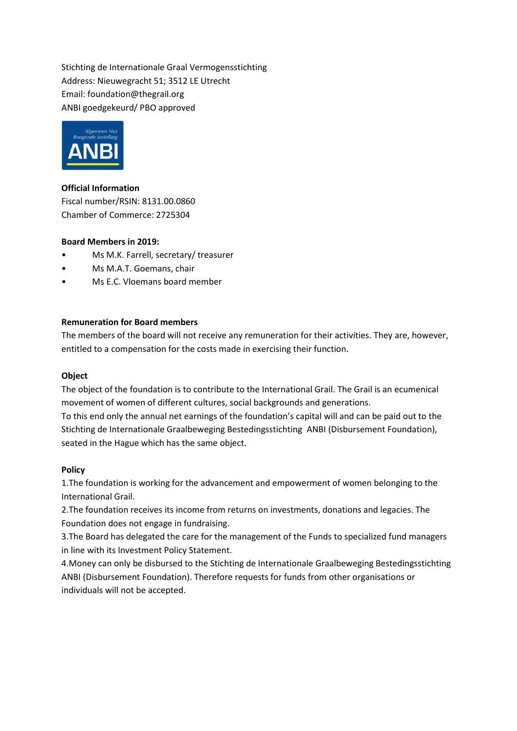Stichting de Internationale Graal Vermogensstichting
Address: Nieuwegracht 51; 3512 LE Utrecht
Email: foundation@thegrail.org
ANBI goedgekeurd/ PBO approved

**Official Information**
Fiscal number/RSIN: 8131.00.0860
Chamber of Commerce: 2725304

**Board Members in 2019:**

- Ms M.K. Farrell, secretary/ treasurer
- Ms M.A.T. Goemans, chair
- Ms E.C. Vloemans board member

**Remuneration for Board members**
The members of the board will not receive any remuneration for their activities. They are, however, entitled to a compensation for the costs made in exercising their function.

**Object**
The object of the foundation is to contribute to the International Grail. The Grail is an ecumenical movement of women of different cultures, social backgrounds and generations.
To this end only the annual net earnings of the foundation's capital will and can be paid out to the Stichting de Internationale Graalbeweging Bestedingsstichting ANBI (Disbursement Foundation), seated in the Hague which has the same object.

**Policy**
1.The foundation is working for the advancement and empowerment of women belonging to the International Grail.
2.The foundation receives its income from returns on investments, donations and legacies. The Foundation does not engage in fundraising.
3.The Board has delegated the care for the management of the Funds to specialized fund managers in line with its Investment Policy Statement.
4.Money can only be disbursed to the Stichting de Internationale Graalbeweging Bestedingsstichting ANBI (Disbursement Foundation). Therefore requests for funds from other organisations or individuals will not be accepted.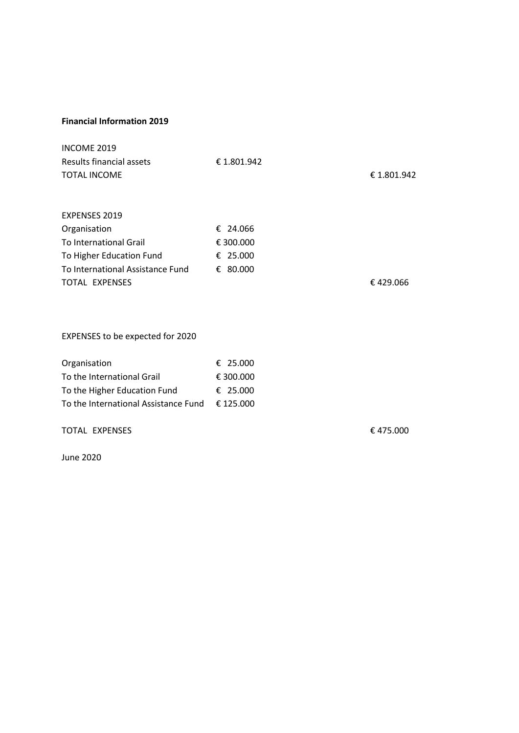**Financial Information 2019**

| | | |
|---|---|---|
| INCOME 2019 | | |
| Results financial assets | € 1.801.942 | |
| TOTAL INCOME | | € 1.801.942 |

| | | |
|---|---|---|
| EXPENSES 2019 | | |
| Organisation | € 24.066 | |
| To International Grail | € 300.000 | |
| To Higher Education Fund | € 25.000 | |
| To International Assistance Fund | € 80.000 | |
| TOTAL EXPENSES | | € 429.066 |

EXPENSES to be expected for 2020

| | | |
|---|---|---|
| Organisation | € 25.000 | |
| To the International Grail | € 300.000 | |
| To the Higher Education Fund | € 25.000 | |
| To the International Assistance Fund | € 125.000 | |
| TOTAL EXPENSES | | € 475.000 |

June 2020